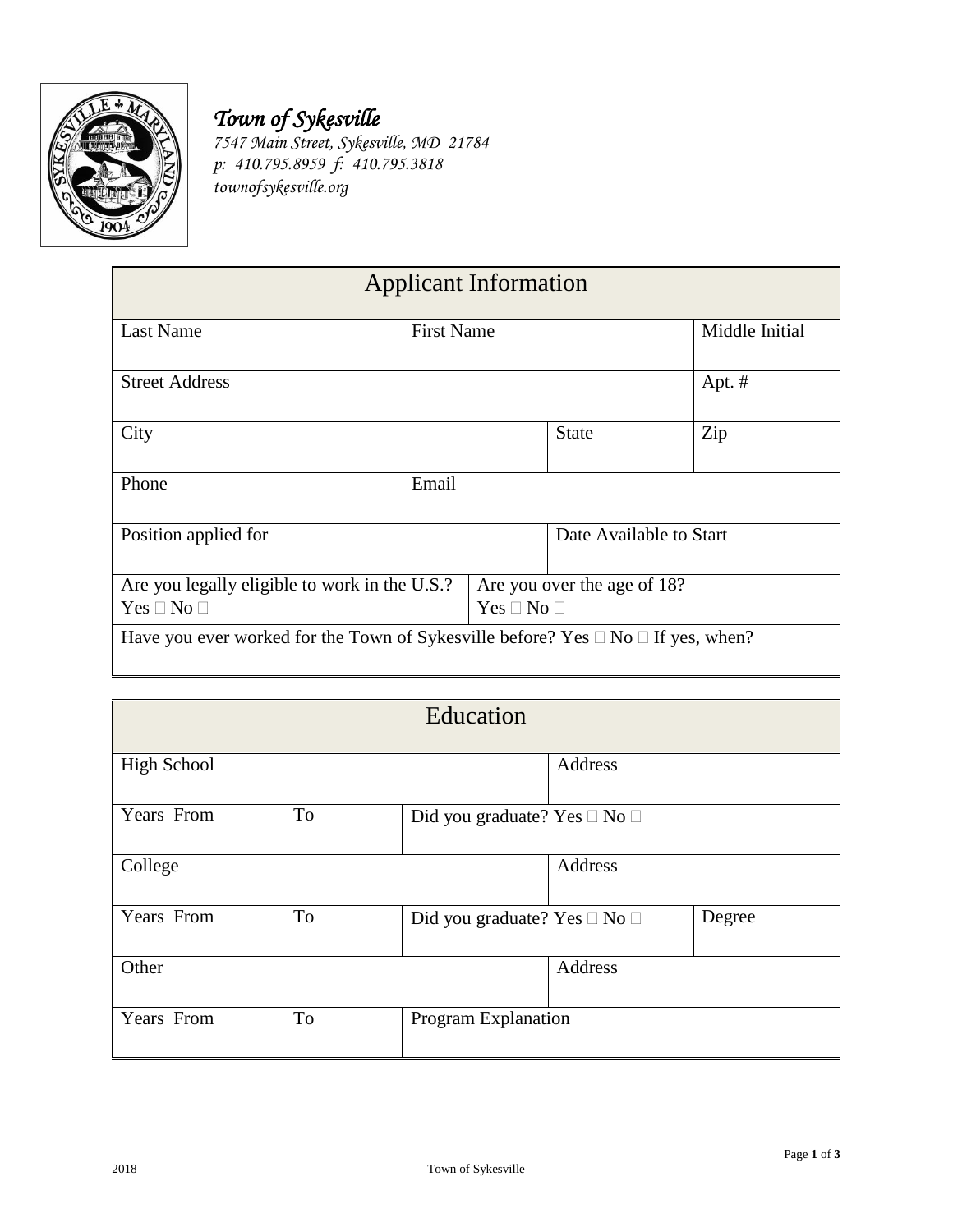# *Town of Sykesville*

*7547 Main Street, Sykesville, MD 21784*
*p: 410.795.8959 f: 410.795.3818*
*townofsykesville.org*

## Applicant Information

| Last Name | First Name | | Middle Initial |
|---|---|---|---|
| Street Address | | | Apt. # |
| City | | State | Zip |
| Phone | Email | | |
| Position applied for | | Date Available to Start | |
| Are you legally eligible to work in the U.S.? Yes ☐ No ☐ | Are you over the age of 18? Yes ☐ No ☐ | | |
| Have you ever worked for the Town of Sykesville before? Yes ☐ No ☐ If yes, when? | | | |

## Education

| High School | | Address | |
|---|---|---|---|
| Years From To | Did you graduate? Yes ☐ No ☐ | | |
| College | | Address | |
| Years From To | Did you graduate? Yes ☐ No ☐ | | Degree |
| Other | | Address | |
| Years From To | Program Explanation | | |

2018 Town of Sykesville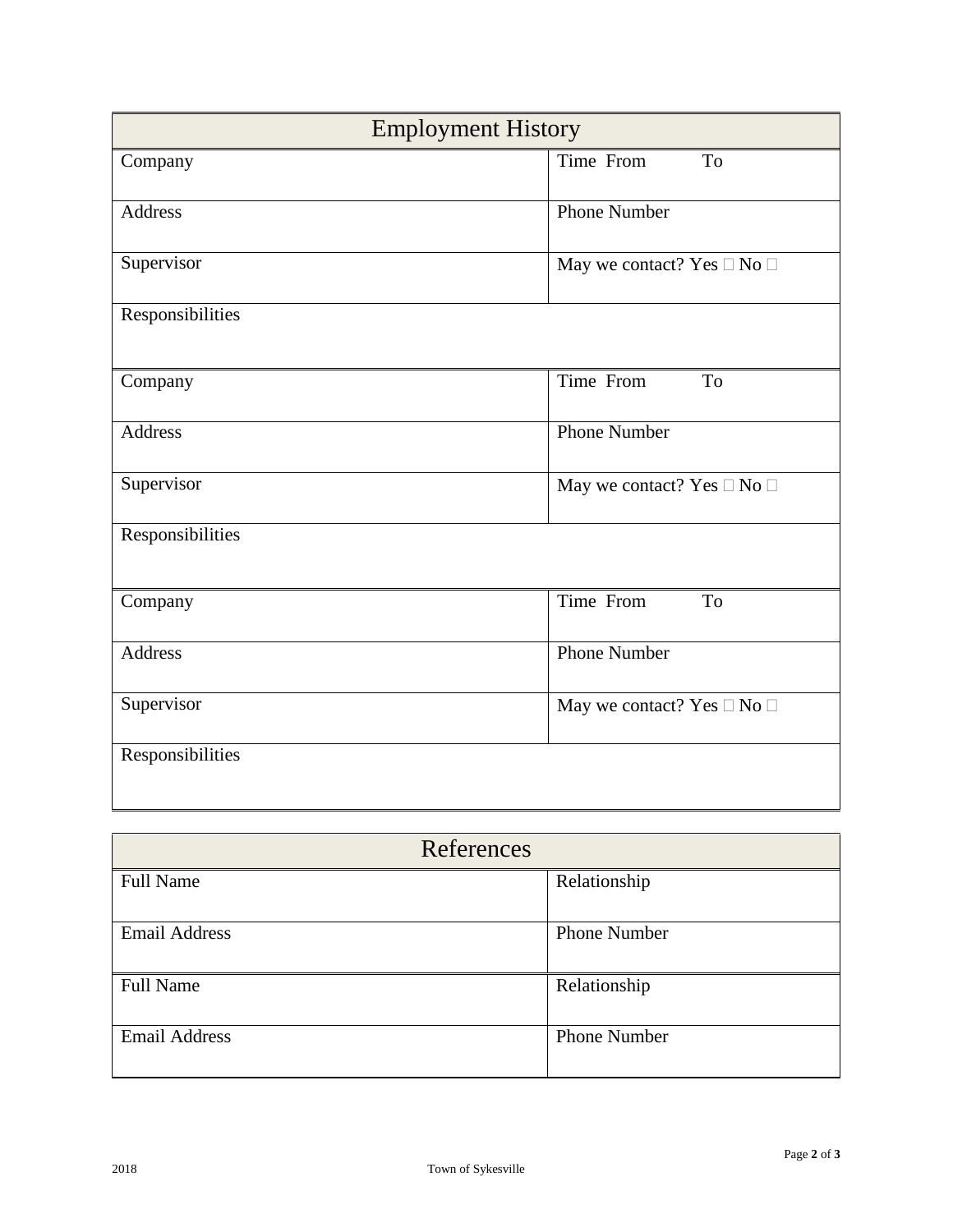## Employment History

| Company | Time From To |
|---|---|
| Address | Phone Number |
| Supervisor | May we contact? Yes □ No □ |
| Responsibilities | |
| Company | Time From To |
| Address | Phone Number |
| Supervisor | May we contact? Yes □ No □ |
| Responsibilities | |
| Company | Time From To |
| Address | Phone Number |
| Supervisor | May we contact? Yes □ No □ |
| Responsibilities | |

## References

| Full Name | Relationship |
|---|---|
| Email Address | Phone Number |
| Full Name | Relationship |
| Email Address | Phone Number |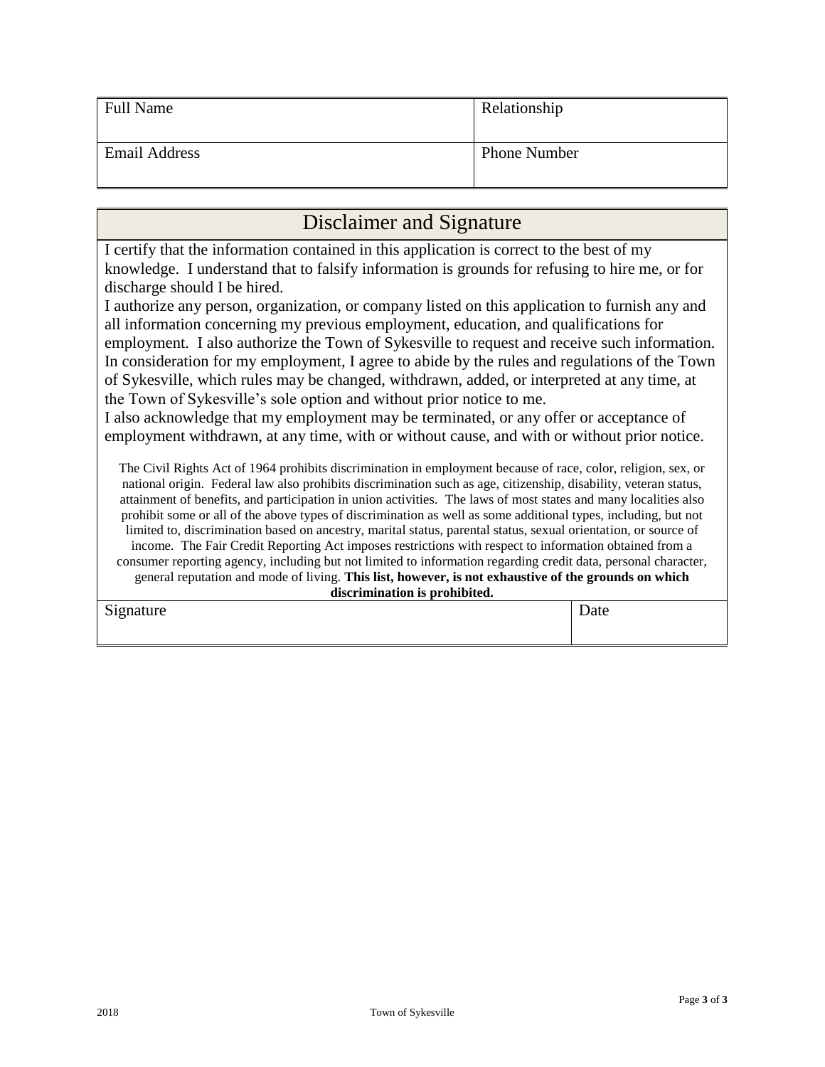| | |
|---|---|
| Full Name | Relationship |
| Email Address | Phone Number |

## Disclaimer and Signature

I certify that the information contained in this application is correct to the best of my knowledge. I understand that to falsify information is grounds for refusing to hire me, or for discharge should I be hired.

I authorize any person, organization, or company listed on this application to furnish any and all information concerning my previous employment, education, and qualifications for employment. I also authorize the Town of Sykesville to request and receive such information. In consideration for my employment, I agree to abide by the rules and regulations of the Town of Sykesville, which rules may be changed, withdrawn, added, or interpreted at any time, at the Town of Sykesville's sole option and without prior notice to me.

I also acknowledge that my employment may be terminated, or any offer or acceptance of employment withdrawn, at any time, with or without cause, and with or without prior notice.

The Civil Rights Act of 1964 prohibits discrimination in employment because of race, color, religion, sex, or national origin. Federal law also prohibits discrimination such as age, citizenship, disability, veteran status, attainment of benefits, and participation in union activities. The laws of most states and many localities also prohibit some or all of the above types of discrimination as well as some additional types, including, but not limited to, discrimination based on ancestry, marital status, parental status, sexual orientation, or source of income. The Fair Credit Reporting Act imposes restrictions with respect to information obtained from a consumer reporting agency, including but not limited to information regarding credit data, personal character, general reputation and mode of living. **This list, however, is not exhaustive of the grounds on which discrimination is prohibited.**

| | |
|---|---|
| Signature | Date |